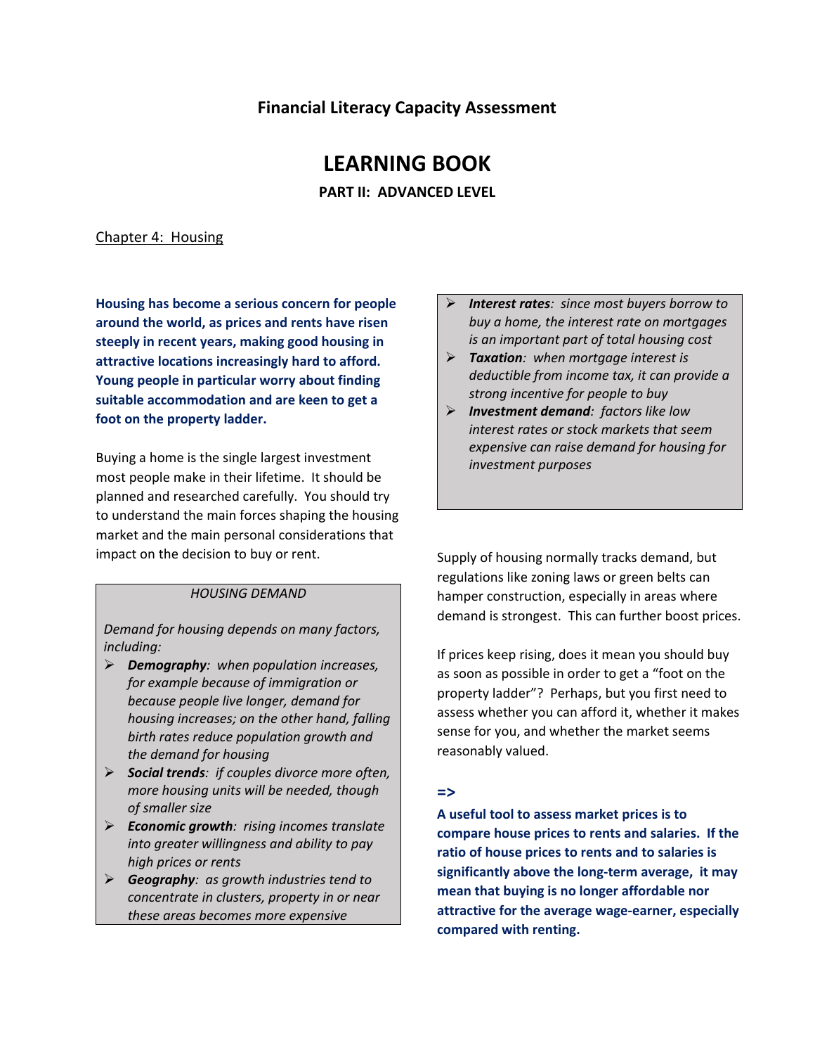**Financial Literacy Capacity Assessment**

# LEARNING BOOK

## PART II: ADVANCED LEVEL

### Chapter 4: Housing

**Housing has become a serious concern for people around the world, as prices and rents have risen steeply in recent years, making good housing in attractive locations increasingly hard to afford. Young people in particular worry about finding suitable accommodation and are keen to get a foot on the property ladder.**

Buying a home is the single largest investment most people make in their lifetime. It should be planned and researched carefully. You should try to understand the main forces shaping the housing market and the main personal considerations that impact on the decision to buy or rent.

*HOUSING DEMAND*

*Demand for housing depends on many factors, including:*

- ***Demography****: when population increases, for example because of immigration or because people live longer, demand for housing increases; on the other hand, falling birth rates reduce population growth and the demand for housing*
- ***Social trends****: if couples divorce more often, more housing units will be needed, though of smaller size*
- ***Economic growth****: rising incomes translate into greater willingness and ability to pay high prices or rents*
- ***Geography****: as growth industries tend to concentrate in clusters, property in or near these areas becomes more expensive*
- ***Interest rates****: since most buyers borrow to buy a home, the interest rate on mortgages is an important part of total housing cost*
- ***Taxation****: when mortgage interest is deductible from income tax, it can provide a strong incentive for people to buy*
- ***Investment demand****: factors like low interest rates or stock markets that seem expensive can raise demand for housing for investment purposes*

Supply of housing normally tracks demand, but regulations like zoning laws or green belts can hamper construction, especially in areas where demand is strongest. This can further boost prices.

If prices keep rising, does it mean you should buy as soon as possible in order to get a "foot on the property ladder"? Perhaps, but you first need to assess whether you can afford it, whether it makes sense for you, and whether the market seems reasonably valued.

**=>**

**A useful tool to assess market prices is to compare house prices to rents and salaries. If the ratio of house prices to rents and to salaries is significantly above the long-term average, it may mean that buying is no longer affordable nor attractive for the average wage-earner, especially compared with renting.**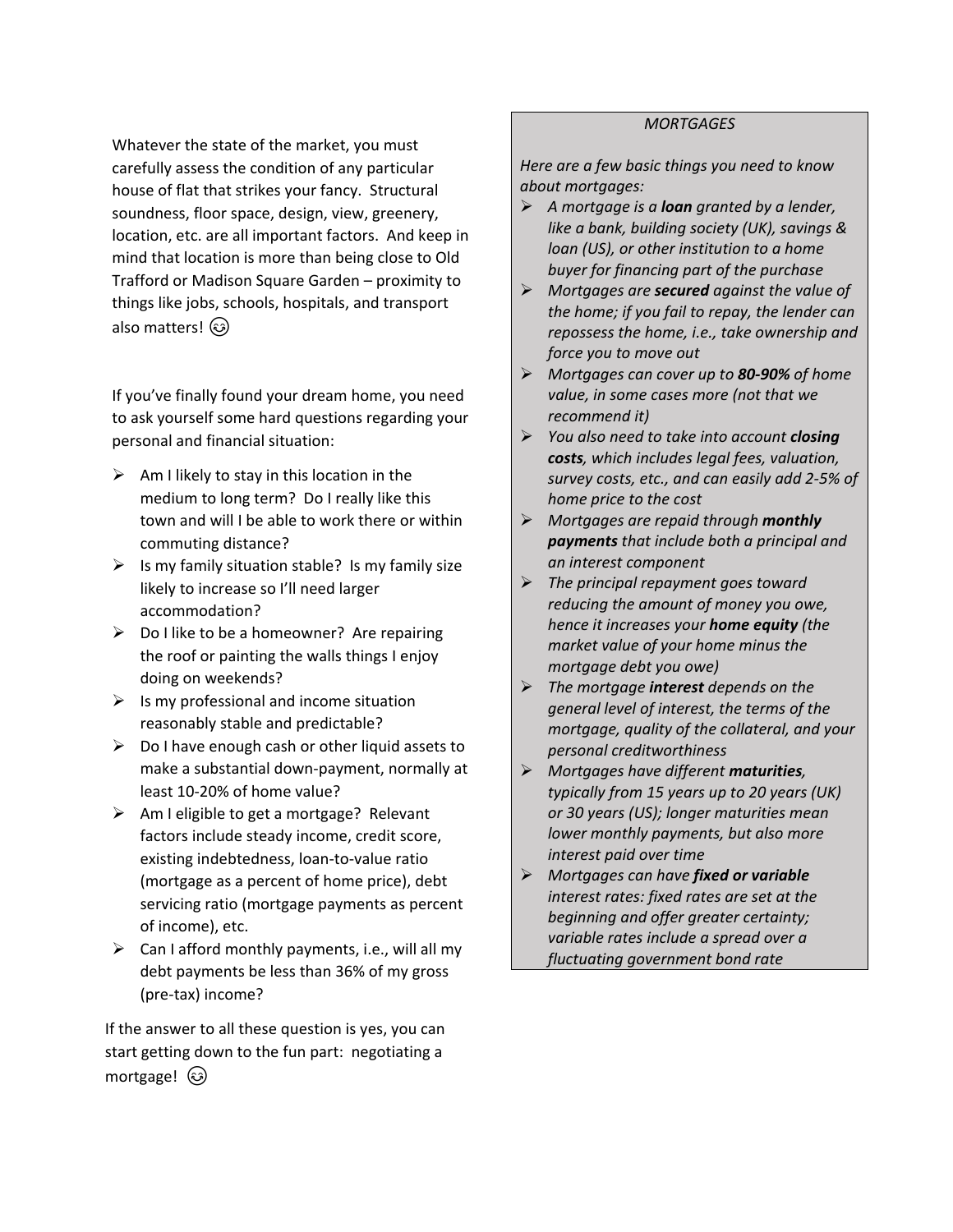Whatever the state of the market, you must carefully assess the condition of any particular house of flat that strikes your fancy. Structural soundness, floor space, design, view, greenery, location, etc. are all important factors. And keep in mind that location is more than being close to Old Trafford or Madison Square Garden – proximity to things like jobs, schools, hospitals, and transport also matters! 😉

If you've finally found your dream home, you need to ask yourself some hard questions regarding your personal and financial situation:

- Am I likely to stay in this location in the medium to long term? Do I really like this town and will I be able to work there or within commuting distance?
- Is my family situation stable? Is my family size likely to increase so I'll need larger accommodation?
- Do I like to be a homeowner? Are repairing the roof or painting the walls things I enjoy doing on weekends?
- Is my professional and income situation reasonably stable and predictable?
- Do I have enough cash or other liquid assets to make a substantial down-payment, normally at least 10-20% of home value?
- Am I eligible to get a mortgage? Relevant factors include steady income, credit score, existing indebtedness, loan-to-value ratio (mortgage as a percent of home price), debt servicing ratio (mortgage payments as percent of income), etc.
- Can I afford monthly payments, i.e., will all my debt payments be less than 36% of my gross (pre-tax) income?

If the answer to all these question is yes, you can start getting down to the fun part: negotiating a mortgage! 😉

*MORTGAGES*

*Here are a few basic things you need to know about mortgages:*

- *A mortgage is a **loan** granted by a lender, like a bank, building society (UK), savings & loan (US), or other institution to a home buyer for financing part of the purchase*
- *Mortgages are **secured** against the value of the home; if you fail to repay, the lender can repossess the home, i.e., take ownership and force you to move out*
- *Mortgages can cover up to **80-90%** of home value, in some cases more (not that we recommend it)*
- *You also need to take into account **closing costs**, which includes legal fees, valuation, survey costs, etc., and can easily add 2-5% of home price to the cost*
- *Mortgages are repaid through **monthly payments** that include both a principal and an interest component*
- *The principal repayment goes toward reducing the amount of money you owe, hence it increases your **home equity** (the market value of your home minus the mortgage debt you owe)*
- *The mortgage **interest** depends on the general level of interest, the terms of the mortgage, quality of the collateral, and your personal creditworthiness*
- *Mortgages have different **maturities**, typically from 15 years up to 20 years (UK) or 30 years (US); longer maturities mean lower monthly payments, but also more interest paid over time*
- *Mortgages can have **fixed or variable** interest rates: fixed rates are set at the beginning and offer greater certainty; variable rates include a spread over a fluctuating government bond rate*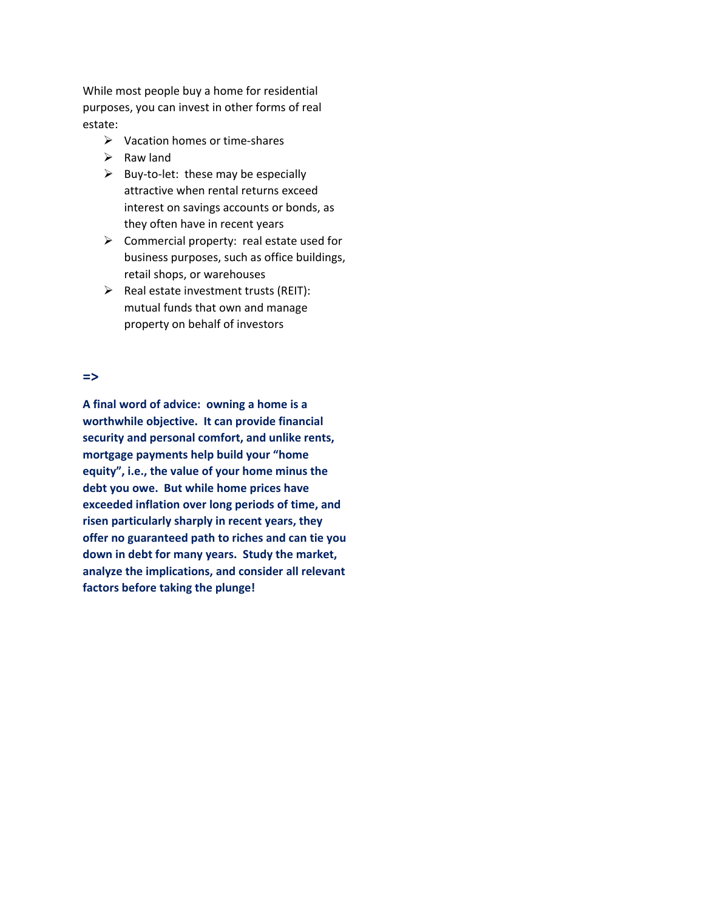While most people buy a home for residential purposes, you can invest in other forms of real estate:

- Vacation homes or time-shares
- Raw land
- Buy-to-let: these may be especially attractive when rental returns exceed interest on savings accounts or bonds, as they often have in recent years
- Commercial property: real estate used for business purposes, such as office buildings, retail shops, or warehouses
- Real estate investment trusts (REIT): mutual funds that own and manage property on behalf of investors

**=>**

**A final word of advice: owning a home is a worthwhile objective. It can provide financial security and personal comfort, and unlike rents, mortgage payments help build your "home equity", i.e., the value of your home minus the debt you owe. But while home prices have exceeded inflation over long periods of time, and risen particularly sharply in recent years, they offer no guaranteed path to riches and can tie you down in debt for many years. Study the market, analyze the implications, and consider all relevant factors before taking the plunge!**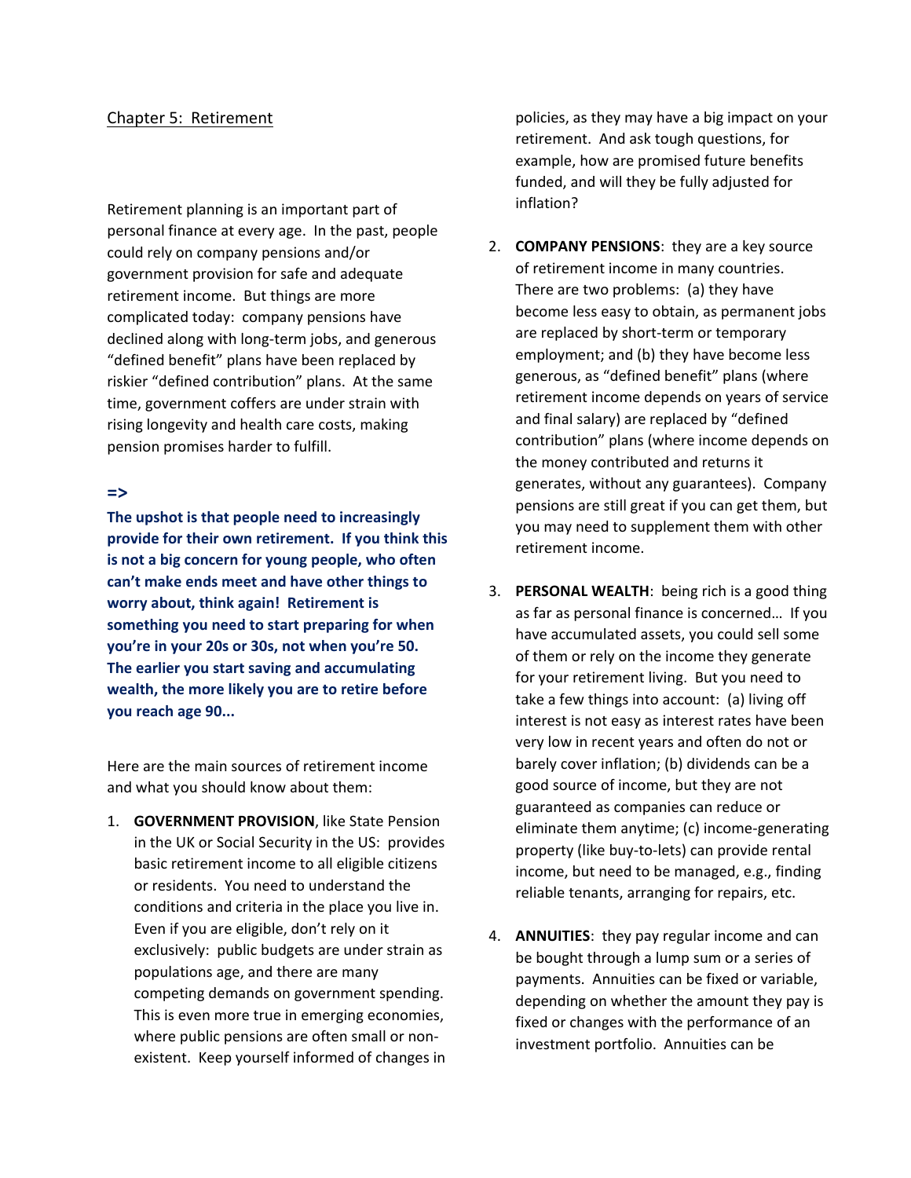## Chapter 5: Retirement

Retirement planning is an important part of personal finance at every age. In the past, people could rely on company pensions and/or government provision for safe and adequate retirement income. But things are more complicated today: company pensions have declined along with long-term jobs, and generous "defined benefit" plans have been replaced by riskier "defined contribution" plans. At the same time, government coffers are under strain with rising longevity and health care costs, making pension promises harder to fulfill.

**=>**

**The upshot is that people need to increasingly provide for their own retirement. If you think this is not a big concern for young people, who often can't make ends meet and have other things to worry about, think again! Retirement is something you need to start preparing for when you're in your 20s or 30s, not when you're 50. The earlier you start saving and accumulating wealth, the more likely you are to retire before you reach age 90...**

Here are the main sources of retirement income and what you should know about them:

1. **GOVERNMENT PROVISION**, like State Pension in the UK or Social Security in the US: provides basic retirement income to all eligible citizens or residents. You need to understand the conditions and criteria in the place you live in. Even if you are eligible, don't rely on it exclusively: public budgets are under strain as populations age, and there are many competing demands on government spending. This is even more true in emerging economies, where public pensions are often small or non-existent. Keep yourself informed of changes in policies, as they may have a big impact on your retirement. And ask tough questions, for example, how are promised future benefits funded, and will they be fully adjusted for inflation?

2. **COMPANY PENSIONS**: they are a key source of retirement income in many countries. There are two problems: (a) they have become less easy to obtain, as permanent jobs are replaced by short-term or temporary employment; and (b) they have become less generous, as "defined benefit" plans (where retirement income depends on years of service and final salary) are replaced by "defined contribution" plans (where income depends on the money contributed and returns it generates, without any guarantees). Company pensions are still great if you can get them, but you may need to supplement them with other retirement income.

3. **PERSONAL WEALTH**: being rich is a good thing as far as personal finance is concerned… If you have accumulated assets, you could sell some of them or rely on the income they generate for your retirement living. But you need to take a few things into account: (a) living off interest is not easy as interest rates have been very low in recent years and often do not or barely cover inflation; (b) dividends can be a good source of income, but they are not guaranteed as companies can reduce or eliminate them anytime; (c) income-generating property (like buy-to-lets) can provide rental income, but need to be managed, e.g., finding reliable tenants, arranging for repairs, etc.

4. **ANNUITIES**: they pay regular income and can be bought through a lump sum or a series of payments. Annuities can be fixed or variable, depending on whether the amount they pay is fixed or changes with the performance of an investment portfolio. Annuities can be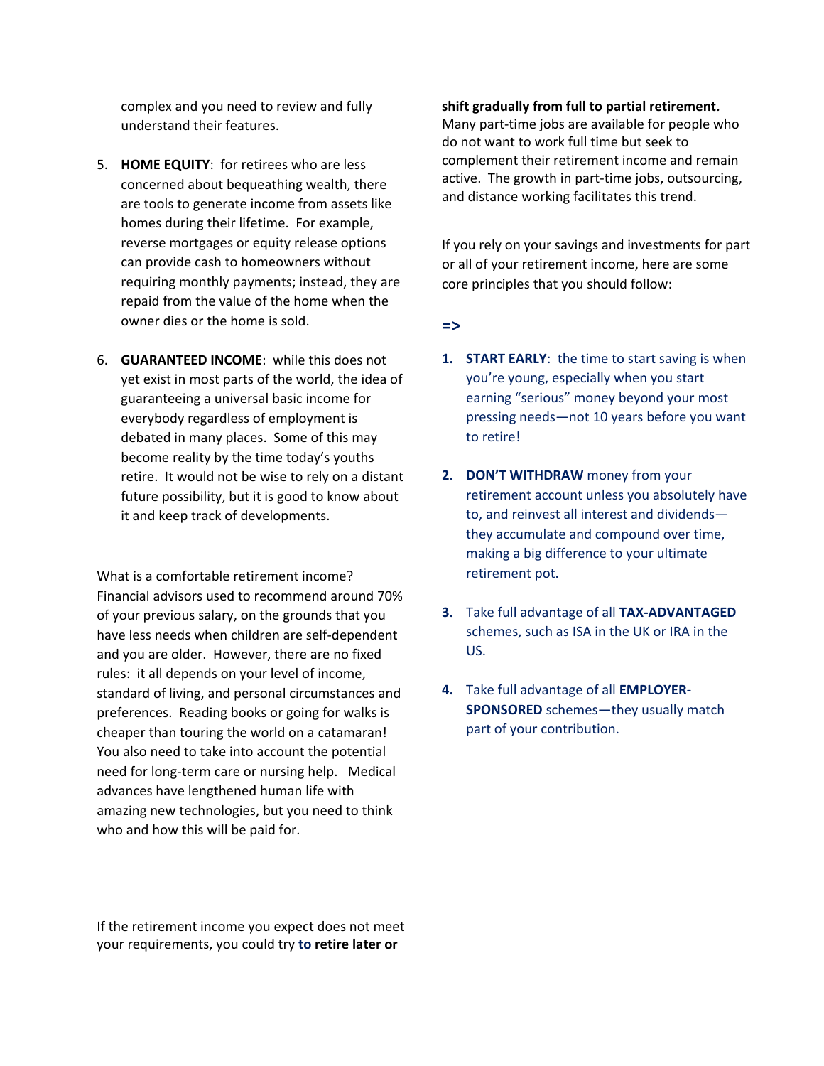complex and you need to review and fully understand their features.

5. **HOME EQUITY**: for retirees who are less concerned about bequeathing wealth, there are tools to generate income from assets like homes during their lifetime. For example, reverse mortgages or equity release options can provide cash to homeowners without requiring monthly payments; instead, they are repaid from the value of the home when the owner dies or the home is sold.

6. **GUARANTEED INCOME**: while this does not yet exist in most parts of the world, the idea of guaranteeing a universal basic income for everybody regardless of employment is debated in many places. Some of this may become reality by the time today's youths retire. It would not be wise to rely on a distant future possibility, but it is good to know about it and keep track of developments.

What is a comfortable retirement income? Financial advisors used to recommend around 70% of your previous salary, on the grounds that you have less needs when children are self-dependent and you are older. However, there are no fixed rules: it all depends on your level of income, standard of living, and personal circumstances and preferences. Reading books or going for walks is cheaper than touring the world on a catamaran! You also need to take into account the potential need for long-term care or nursing help. Medical advances have lengthened human life with amazing new technologies, but you need to think who and how this will be paid for.

If the retirement income you expect does not meet your requirements, you could try **to retire later or shift gradually from full to partial retirement.** Many part-time jobs are available for people who do not want to work full time but seek to complement their retirement income and remain active. The growth in part-time jobs, outsourcing, and distance working facilitates this trend.

If you rely on your savings and investments for part or all of your retirement income, here are some core principles that you should follow:

**=>**

1. **START EARLY**: the time to start saving is when you're young, especially when you start earning "serious" money beyond your most pressing needs—not 10 years before you want to retire!

2. **DON'T WITHDRAW** money from your retirement account unless you absolutely have to, and reinvest all interest and dividends—they accumulate and compound over time, making a big difference to your ultimate retirement pot.

3. Take full advantage of all **TAX-ADVANTAGED** schemes, such as ISA in the UK or IRA in the US.

4. Take full advantage of all **EMPLOYER-SPONSORED** schemes—they usually match part of your contribution.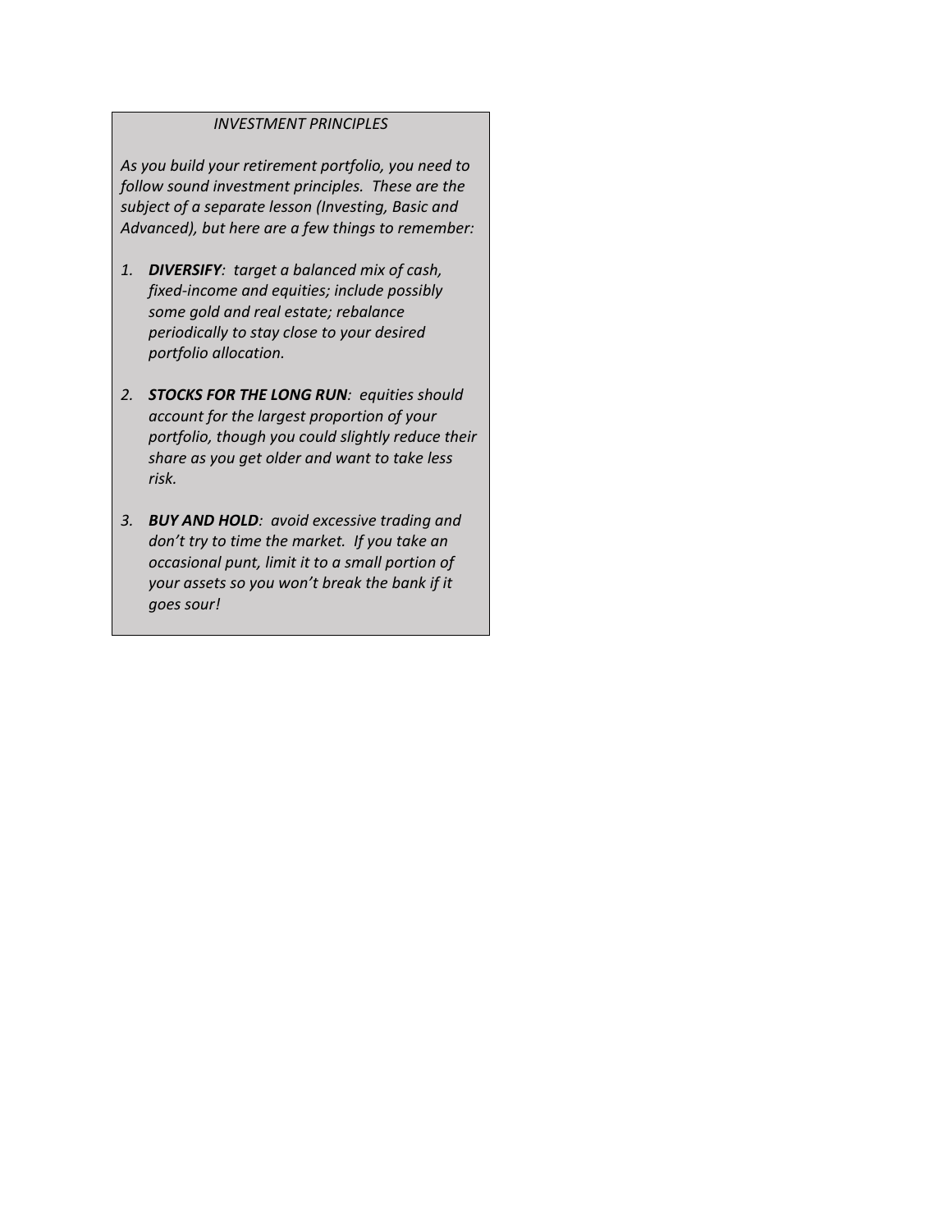*INVESTMENT PRINCIPLES*

*As you build your retirement portfolio, you need to follow sound investment principles. These are the subject of a separate lesson (Investing, Basic and Advanced), but here are a few things to remember:*

1. ***DIVERSIFY****: target a balanced mix of cash, fixed-income and equities; include possibly some gold and real estate; rebalance periodically to stay close to your desired portfolio allocation.*

2. ***STOCKS FOR THE LONG RUN****: equities should account for the largest proportion of your portfolio, though you could slightly reduce their share as you get older and want to take less risk.*

3. ***BUY AND HOLD****: avoid excessive trading and don't try to time the market. If you take an occasional punt, limit it to a small portion of your assets so you won't break the bank if it goes sour!*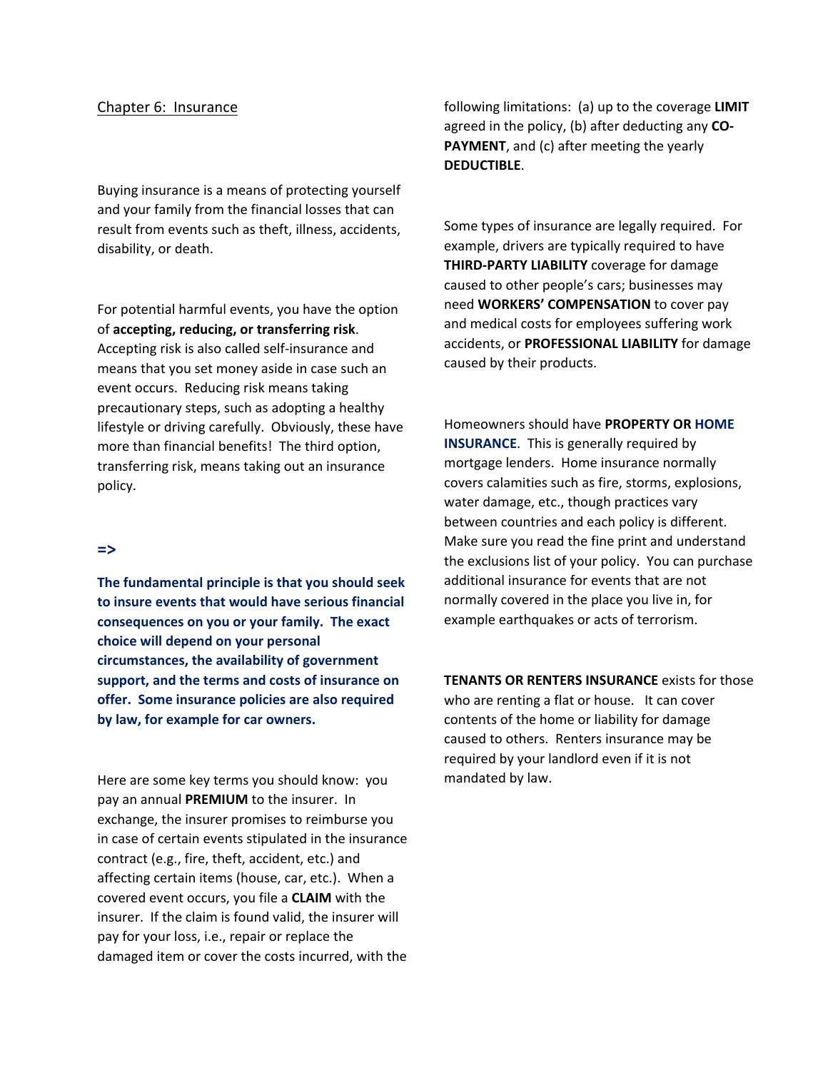Chapter 6: Insurance

Buying insurance is a means of protecting yourself and your family from the financial losses that can result from events such as theft, illness, accidents, disability, or death.

For potential harmful events, you have the option of **accepting, reducing, or transferring risk**. Accepting risk is also called self-insurance and means that you set money aside in case such an event occurs. Reducing risk means taking precautionary steps, such as adopting a healthy lifestyle or driving carefully. Obviously, these have more than financial benefits! The third option, transferring risk, means taking out an insurance policy.

**=>**

**The fundamental principle is that you should seek to insure events that would have serious financial consequences on you or your family. The exact choice will depend on your personal circumstances, the availability of government support, and the terms and costs of insurance on offer. Some insurance policies are also required by law, for example for car owners.**

Here are some key terms you should know: you pay an annual **PREMIUM** to the insurer. In exchange, the insurer promises to reimburse you in case of certain events stipulated in the insurance contract (e.g., fire, theft, accident, etc.) and affecting certain items (house, car, etc.). When a covered event occurs, you file a **CLAIM** with the insurer. If the claim is found valid, the insurer will pay for your loss, i.e., repair or replace the damaged item or cover the costs incurred, with the following limitations: (a) up to the coverage **LIMIT** agreed in the policy, (b) after deducting any **CO-PAYMENT**, and (c) after meeting the yearly **DEDUCTIBLE**.

Some types of insurance are legally required. For example, drivers are typically required to have **THIRD-PARTY LIABILITY** coverage for damage caused to other people's cars; businesses may need **WORKERS' COMPENSATION** to cover pay and medical costs for employees suffering work accidents, or **PROFESSIONAL LIABILITY** for damage caused by their products.

Homeowners should have **PROPERTY OR HOME INSURANCE**. This is generally required by mortgage lenders. Home insurance normally covers calamities such as fire, storms, explosions, water damage, etc., though practices vary between countries and each policy is different. Make sure you read the fine print and understand the exclusions list of your policy. You can purchase additional insurance for events that are not normally covered in the place you live in, for example earthquakes or acts of terrorism.

**TENANTS OR RENTERS INSURANCE** exists for those who are renting a flat or house. It can cover contents of the home or liability for damage caused to others. Renters insurance may be required by your landlord even if it is not mandated by law.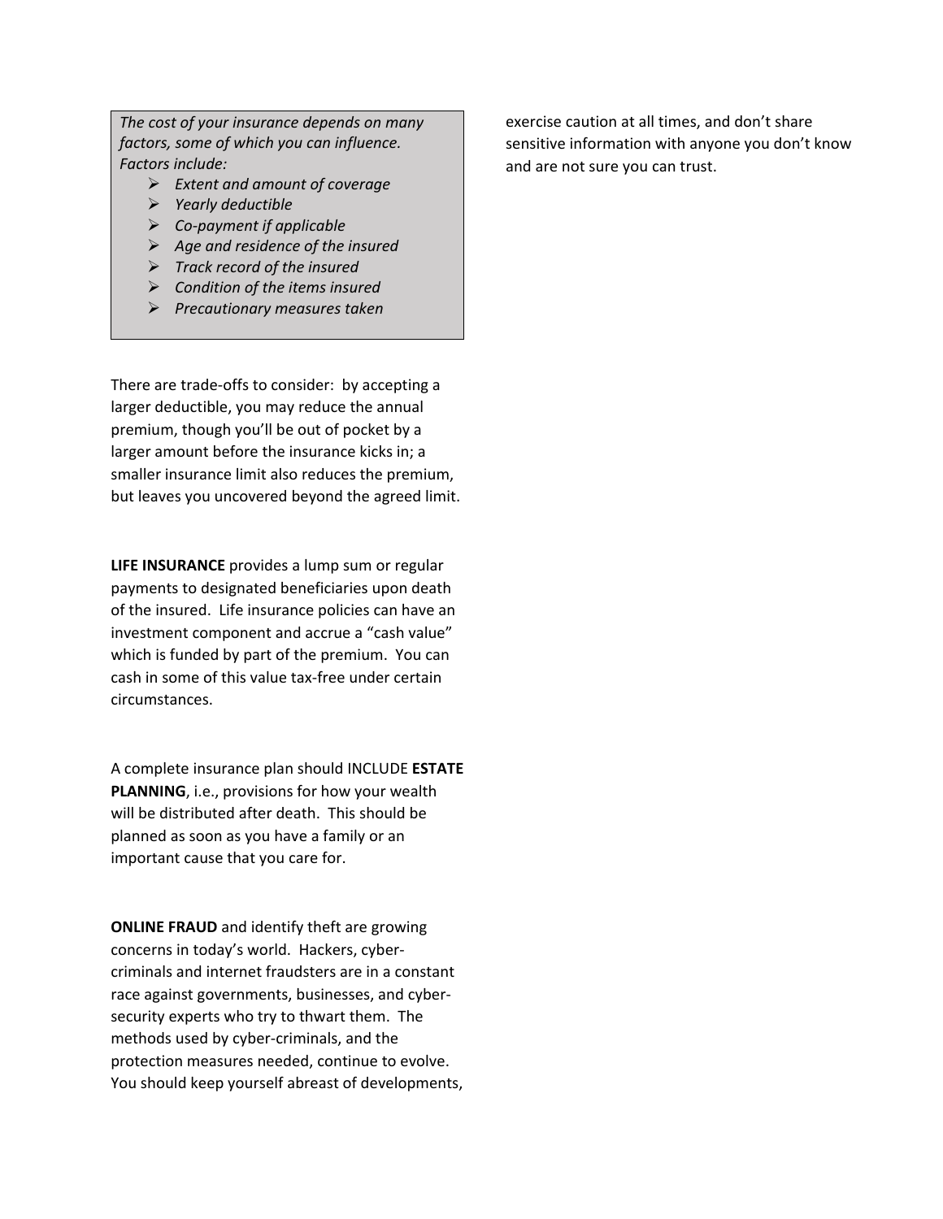*The cost of your insurance depends on many factors, some of which you can influence. Factors include:*

- *Extent and amount of coverage*
- *Yearly deductible*
- *Co-payment if applicable*
- *Age and residence of the insured*
- *Track record of the insured*
- *Condition of the items insured*
- *Precautionary measures taken*

There are trade-offs to consider: by accepting a larger deductible, you may reduce the annual premium, though you'll be out of pocket by a larger amount before the insurance kicks in; a smaller insurance limit also reduces the premium, but leaves you uncovered beyond the agreed limit.

**LIFE INSURANCE** provides a lump sum or regular payments to designated beneficiaries upon death of the insured. Life insurance policies can have an investment component and accrue a "cash value" which is funded by part of the premium. You can cash in some of this value tax-free under certain circumstances.

A complete insurance plan should INCLUDE **ESTATE PLANNING**, i.e., provisions for how your wealth will be distributed after death. This should be planned as soon as you have a family or an important cause that you care for.

**ONLINE FRAUD** and identify theft are growing concerns in today's world. Hackers, cyber-criminals and internet fraudsters are in a constant race against governments, businesses, and cyber-security experts who try to thwart them. The methods used by cyber-criminals, and the protection measures needed, continue to evolve. You should keep yourself abreast of developments, exercise caution at all times, and don't share sensitive information with anyone you don't know and are not sure you can trust.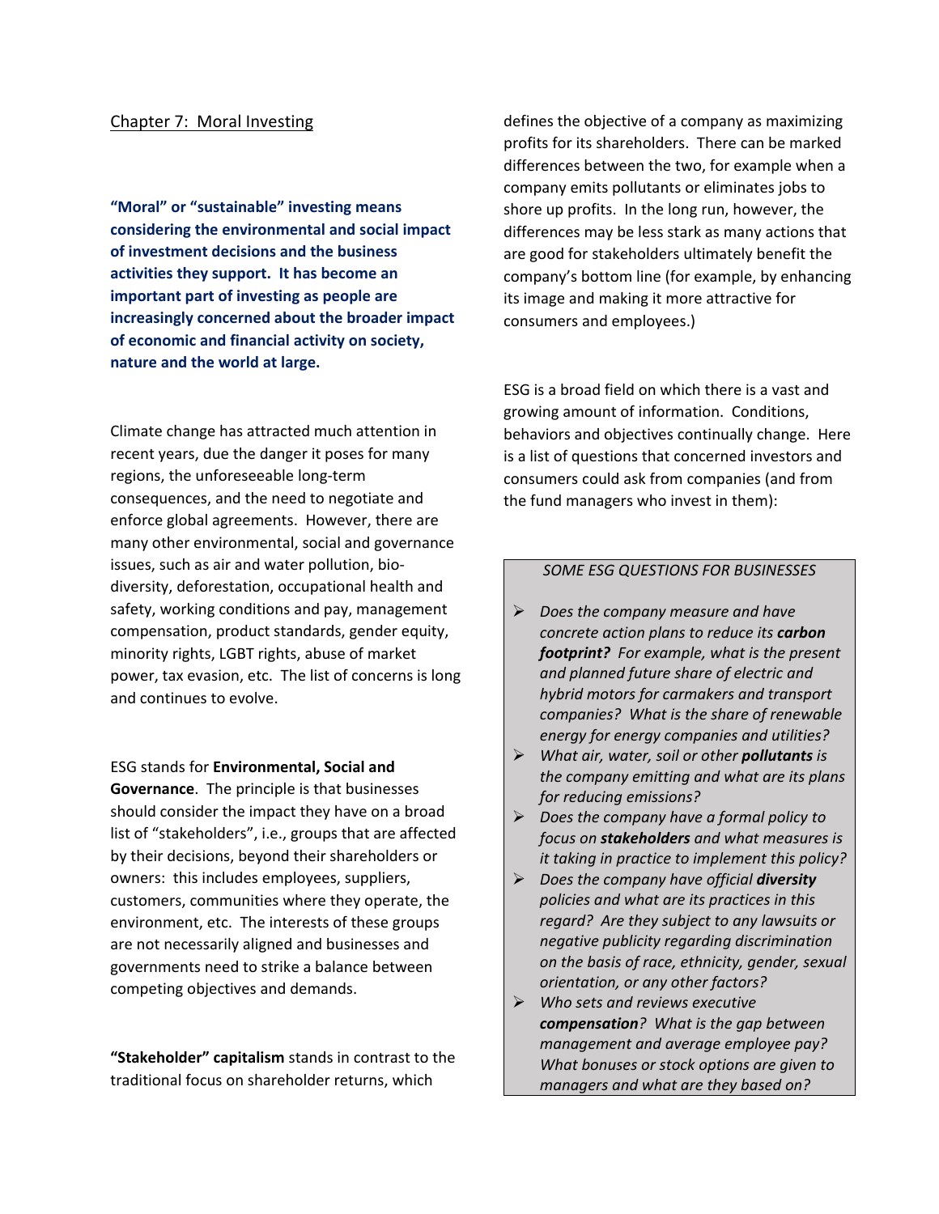## Chapter 7: Moral Investing

**"Moral" or "sustainable" investing means considering the environmental and social impact of investment decisions and the business activities they support. It has become an important part of investing as people are increasingly concerned about the broader impact of economic and financial activity on society, nature and the world at large.**

Climate change has attracted much attention in recent years, due the danger it poses for many regions, the unforeseeable long-term consequences, and the need to negotiate and enforce global agreements. However, there are many other environmental, social and governance issues, such as air and water pollution, bio-diversity, deforestation, occupational health and safety, working conditions and pay, management compensation, product standards, gender equity, minority rights, LGBT rights, abuse of market power, tax evasion, etc. The list of concerns is long and continues to evolve.

ESG stands for **Environmental, Social and Governance**. The principle is that businesses should consider the impact they have on a broad list of "stakeholders", i.e., groups that are affected by their decisions, beyond their shareholders or owners: this includes employees, suppliers, customers, communities where they operate, the environment, etc. The interests of these groups are not necessarily aligned and businesses and governments need to strike a balance between competing objectives and demands.

**"Stakeholder" capitalism** stands in contrast to the traditional focus on shareholder returns, which defines the objective of a company as maximizing profits for its shareholders. There can be marked differences between the two, for example when a company emits pollutants or eliminates jobs to shore up profits. In the long run, however, the differences may be less stark as many actions that are good for stakeholders ultimately benefit the company's bottom line (for example, by enhancing its image and making it more attractive for consumers and employees.)

ESG is a broad field on which there is a vast and growing amount of information. Conditions, behaviors and objectives continually change. Here is a list of questions that concerned investors and consumers could ask from companies (and from the fund managers who invest in them):

*SOME ESG QUESTIONS FOR BUSINESSES*

- *Does the company measure and have concrete action plans to reduce its **carbon footprint?** For example, what is the present and planned future share of electric and hybrid motors for carmakers and transport companies? What is the share of renewable energy for energy companies and utilities?*
- *What air, water, soil or other **pollutants** is the company emitting and what are its plans for reducing emissions?*
- *Does the company have a formal policy to focus on **stakeholders** and what measures is it taking in practice to implement this policy?*
- *Does the company have official **diversity** policies and what are its practices in this regard? Are they subject to any lawsuits or negative publicity regarding discrimination on the basis of race, ethnicity, gender, sexual orientation, or any other factors?*
- *Who sets and reviews executive **compensation**? What is the gap between management and average employee pay? What bonuses or stock options are given to managers and what are they based on?*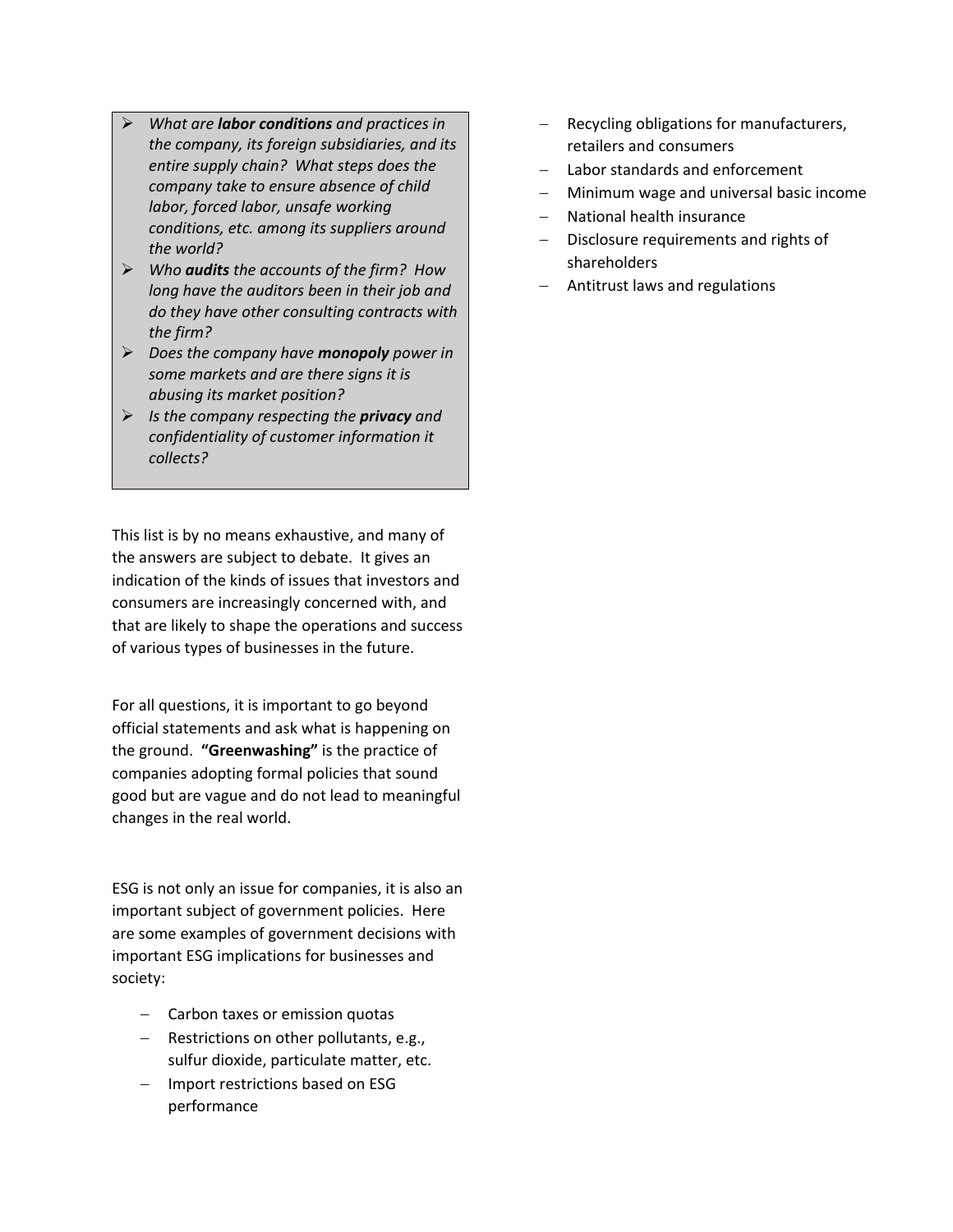- *What are **labor conditions** and practices in the company, its foreign subsidiaries, and its entire supply chain? What steps does the company take to ensure absence of child labor, forced labor, unsafe working conditions, etc. among its suppliers around the world?*
- *Who **audits** the accounts of the firm? How long have the auditors been in their job and do they have other consulting contracts with the firm?*
- *Does the company have **monopoly** power in some markets and are there signs it is abusing its market position?*
- *Is the company respecting the **privacy** and confidentiality of customer information it collects?*

This list is by no means exhaustive, and many of the answers are subject to debate. It gives an indication of the kinds of issues that investors and consumers are increasingly concerned with, and that are likely to shape the operations and success of various types of businesses in the future.

For all questions, it is important to go beyond official statements and ask what is happening on the ground. **"Greenwashing"** is the practice of companies adopting formal policies that sound good but are vague and do not lead to meaningful changes in the real world.

ESG is not only an issue for companies, it is also an important subject of government policies. Here are some examples of government decisions with important ESG implications for businesses and society:

- Carbon taxes or emission quotas
- Restrictions on other pollutants, e.g., sulfur dioxide, particulate matter, etc.
- Import restrictions based on ESG performance
- Recycling obligations for manufacturers, retailers and consumers
- Labor standards and enforcement
- Minimum wage and universal basic income
- National health insurance
- Disclosure requirements and rights of shareholders
- Antitrust laws and regulations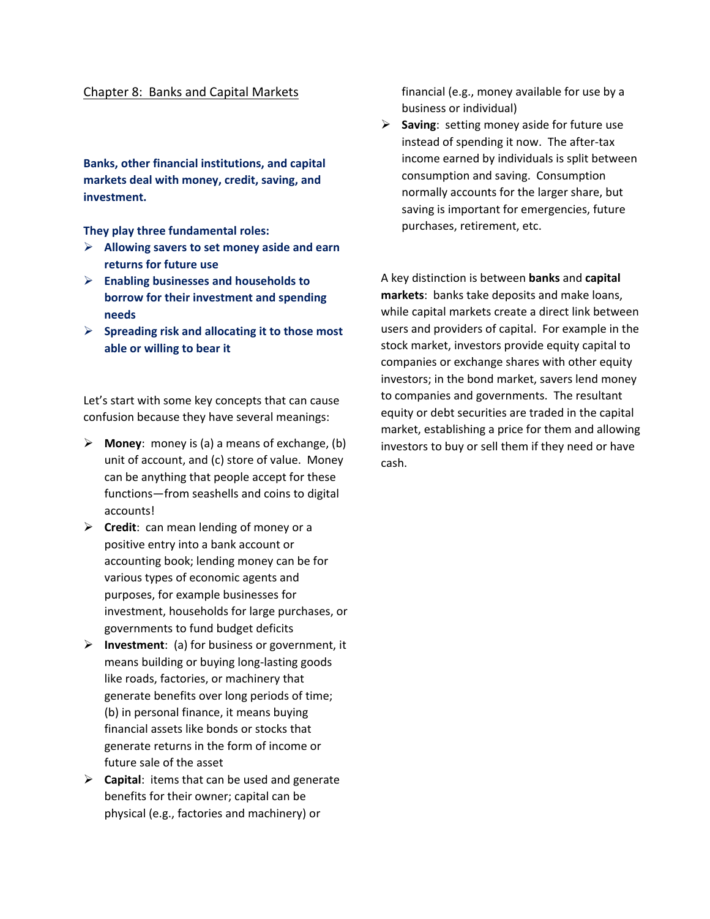## Chapter 8: Banks and Capital Markets

**Banks, other financial institutions, and capital markets deal with money, credit, saving, and investment.**

**They play three fundamental roles:**

- **Allowing savers to set money aside and earn returns for future use**
- **Enabling businesses and households to borrow for their investment and spending needs**
- **Spreading risk and allocating it to those most able or willing to bear it**

Let's start with some key concepts that can cause confusion because they have several meanings:

- **Money**: money is (a) a means of exchange, (b) unit of account, and (c) store of value. Money can be anything that people accept for these functions—from seashells and coins to digital accounts!
- **Credit**: can mean lending of money or a positive entry into a bank account or accounting book; lending money can be for various types of economic agents and purposes, for example businesses for investment, households for large purchases, or governments to fund budget deficits
- **Investment**: (a) for business or government, it means building or buying long-lasting goods like roads, factories, or machinery that generate benefits over long periods of time; (b) in personal finance, it means buying financial assets like bonds or stocks that generate returns in the form of income or future sale of the asset
- **Capital**: items that can be used and generate benefits for their owner; capital can be physical (e.g., factories and machinery) or financial (e.g., money available for use by a business or individual)
- **Saving**: setting money aside for future use instead of spending it now. The after-tax income earned by individuals is split between consumption and saving. Consumption normally accounts for the larger share, but saving is important for emergencies, future purchases, retirement, etc.

A key distinction is between **banks** and **capital markets**: banks take deposits and make loans, while capital markets create a direct link between users and providers of capital. For example in the stock market, investors provide equity capital to companies or exchange shares with other equity investors; in the bond market, savers lend money to companies and governments. The resultant equity or debt securities are traded in the capital market, establishing a price for them and allowing investors to buy or sell them if they need or have cash.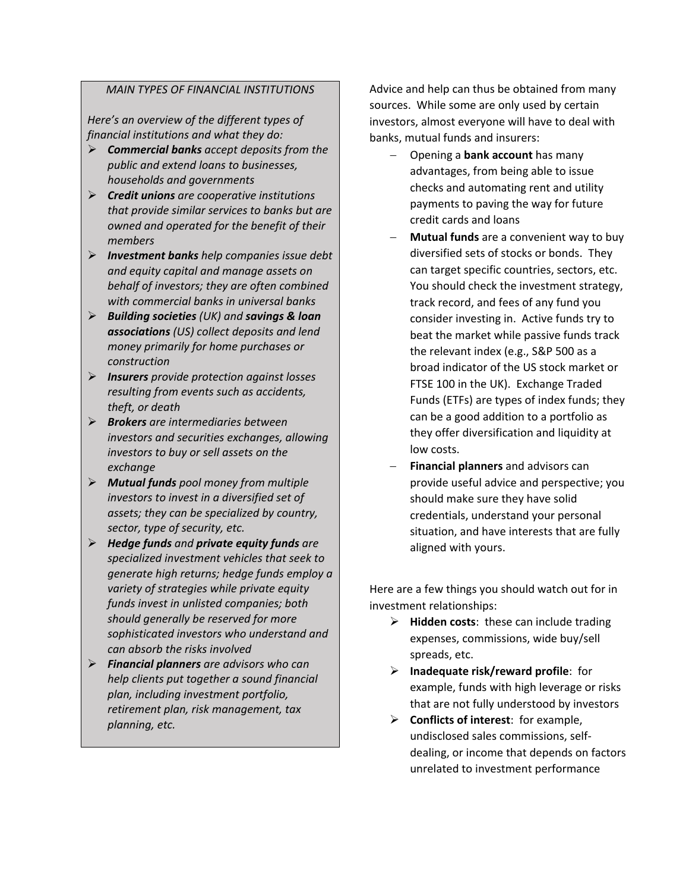*MAIN TYPES OF FINANCIAL INSTITUTIONS*

*Here's an overview of the different types of financial institutions and what they do:*

- ***Commercial banks** accept deposits from the public and extend loans to businesses, households and governments*
- ***Credit unions** are cooperative institutions that provide similar services to banks but are owned and operated for the benefit of their members*
- ***Investment banks** help companies issue debt and equity capital and manage assets on behalf of investors; they are often combined with commercial banks in universal banks*
- ***Building societies** (UK) and **savings & loan associations** (US) collect deposits and lend money primarily for home purchases or construction*
- ***Insurers** provide protection against losses resulting from events such as accidents, theft, or death*
- ***Brokers** are intermediaries between investors and securities exchanges, allowing investors to buy or sell assets on the exchange*
- ***Mutual funds** pool money from multiple investors to invest in a diversified set of assets; they can be specialized by country, sector, type of security, etc.*
- ***Hedge funds** and **private equity funds** are specialized investment vehicles that seek to generate high returns; hedge funds employ a variety of strategies while private equity funds invest in unlisted companies; both should generally be reserved for more sophisticated investors who understand and can absorb the risks involved*
- ***Financial planners** are advisors who can help clients put together a sound financial plan, including investment portfolio, retirement plan, risk management, tax planning, etc.*

Advice and help can thus be obtained from many sources. While some are only used by certain investors, almost everyone will have to deal with banks, mutual funds and insurers:

- Opening a **bank account** has many advantages, from being able to issue checks and automating rent and utility payments to paving the way for future credit cards and loans
- **Mutual funds** are a convenient way to buy diversified sets of stocks or bonds. They can target specific countries, sectors, etc. You should check the investment strategy, track record, and fees of any fund you consider investing in. Active funds try to beat the market while passive funds track the relevant index (e.g., S&P 500 as a broad indicator of the US stock market or FTSE 100 in the UK). Exchange Traded Funds (ETFs) are types of index funds; they can be a good addition to a portfolio as they offer diversification and liquidity at low costs.
- **Financial planners** and advisors can provide useful advice and perspective; you should make sure they have solid credentials, understand your personal situation, and have interests that are fully aligned with yours.

Here are a few things you should watch out for in investment relationships:

- **Hidden costs**: these can include trading expenses, commissions, wide buy/sell spreads, etc.
- **Inadequate risk/reward profile**: for example, funds with high leverage or risks that are not fully understood by investors
- **Conflicts of interest**: for example, undisclosed sales commissions, self-dealing, or income that depends on factors unrelated to investment performance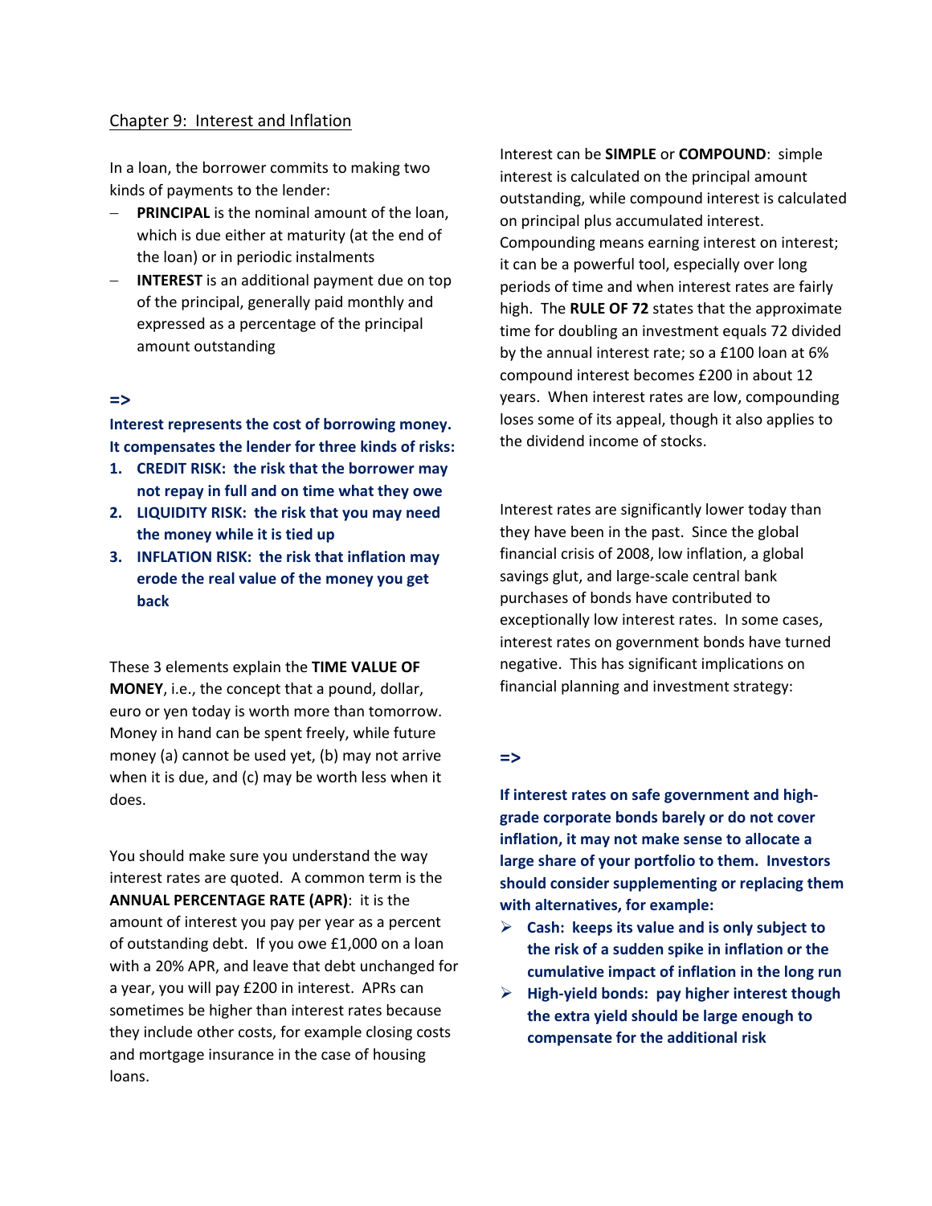## Chapter 9: Interest and Inflation

In a loan, the borrower commits to making two kinds of payments to the lender:

- **PRINCIPAL** is the nominal amount of the loan, which is due either at maturity (at the end of the loan) or in periodic instalments
- **INTEREST** is an additional payment due on top of the principal, generally paid monthly and expressed as a percentage of the principal amount outstanding

**=>**

**Interest represents the cost of borrowing money. It compensates the lender for three kinds of risks:**

1. **CREDIT RISK: the risk that the borrower may not repay in full and on time what they owe**
2. **LIQUIDITY RISK: the risk that you may need the money while it is tied up**
3. **INFLATION RISK: the risk that inflation may erode the real value of the money you get back**

These 3 elements explain the **TIME VALUE OF MONEY**, i.e., the concept that a pound, dollar, euro or yen today is worth more than tomorrow. Money in hand can be spent freely, while future money (a) cannot be used yet, (b) may not arrive when it is due, and (c) may be worth less when it does.

You should make sure you understand the way interest rates are quoted. A common term is the **ANNUAL PERCENTAGE RATE (APR)**: it is the amount of interest you pay per year as a percent of outstanding debt. If you owe £1,000 on a loan with a 20% APR, and leave that debt unchanged for a year, you will pay £200 in interest. APRs can sometimes be higher than interest rates because they include other costs, for example closing costs and mortgage insurance in the case of housing loans.

Interest can be **SIMPLE** or **COMPOUND**: simple interest is calculated on the principal amount outstanding, while compound interest is calculated on principal plus accumulated interest. Compounding means earning interest on interest; it can be a powerful tool, especially over long periods of time and when interest rates are fairly high. The **RULE OF 72** states that the approximate time for doubling an investment equals 72 divided by the annual interest rate; so a £100 loan at 6% compound interest becomes £200 in about 12 years. When interest rates are low, compounding loses some of its appeal, though it also applies to the dividend income of stocks.

Interest rates are significantly lower today than they have been in the past. Since the global financial crisis of 2008, low inflation, a global savings glut, and large-scale central bank purchases of bonds have contributed to exceptionally low interest rates. In some cases, interest rates on government bonds have turned negative. This has significant implications on financial planning and investment strategy:

**=>**

**If interest rates on safe government and high-grade corporate bonds barely or do not cover inflation, it may not make sense to allocate a large share of your portfolio to them. Investors should consider supplementing or replacing them with alternatives, for example:**

- **Cash: keeps its value and is only subject to the risk of a sudden spike in inflation or the cumulative impact of inflation in the long run**
- **High-yield bonds: pay higher interest though the extra yield should be large enough to compensate for the additional risk**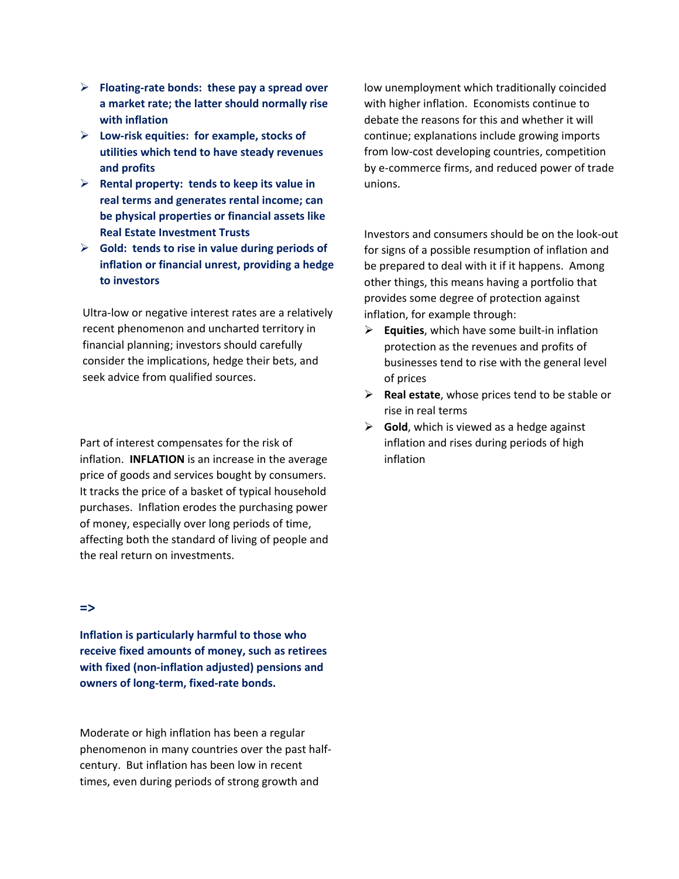- **Floating-rate bonds: these pay a spread over a market rate; the latter should normally rise with inflation**
- **Low-risk equities: for example, stocks of utilities which tend to have steady revenues and profits**
- **Rental property: tends to keep its value in real terms and generates rental income; can be physical properties or financial assets like Real Estate Investment Trusts**
- **Gold: tends to rise in value during periods of inflation or financial unrest, providing a hedge to investors**

Ultra-low or negative interest rates are a relatively recent phenomenon and uncharted territory in financial planning; investors should carefully consider the implications, hedge their bets, and seek advice from qualified sources.

Part of interest compensates for the risk of inflation. **INFLATION** is an increase in the average price of goods and services bought by consumers. It tracks the price of a basket of typical household purchases. Inflation erodes the purchasing power of money, especially over long periods of time, affecting both the standard of living of people and the real return on investments.

**=>**

**Inflation is particularly harmful to those who receive fixed amounts of money, such as retirees with fixed (non-inflation adjusted) pensions and owners of long-term, fixed-rate bonds.**

Moderate or high inflation has been a regular phenomenon in many countries over the past half-century. But inflation has been low in recent times, even during periods of strong growth and low unemployment which traditionally coincided with higher inflation. Economists continue to debate the reasons for this and whether it will continue; explanations include growing imports from low-cost developing countries, competition by e-commerce firms, and reduced power of trade unions.

Investors and consumers should be on the look-out for signs of a possible resumption of inflation and be prepared to deal with it if it happens. Among other things, this means having a portfolio that provides some degree of protection against inflation, for example through:

- **Equities**, which have some built-in inflation protection as the revenues and profits of businesses tend to rise with the general level of prices
- **Real estate**, whose prices tend to be stable or rise in real terms
- **Gold**, which is viewed as a hedge against inflation and rises during periods of high inflation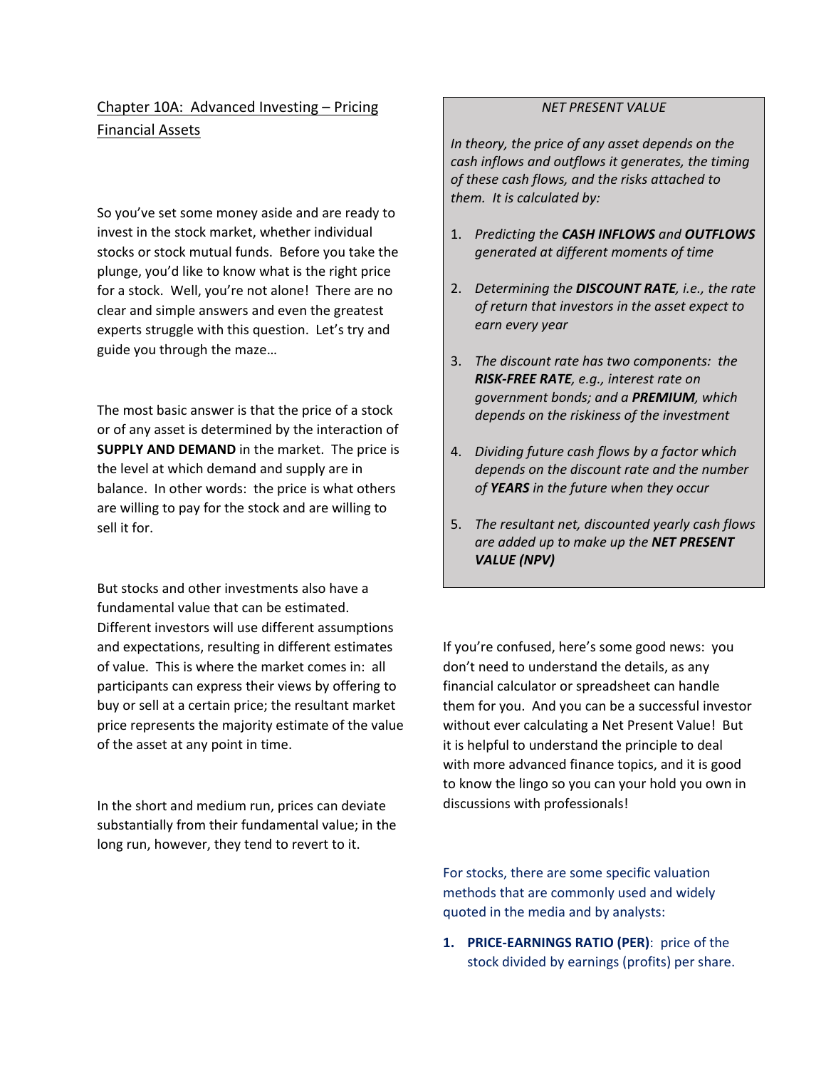## Chapter 10A: Advanced Investing – Pricing Financial Assets

So you've set some money aside and are ready to invest in the stock market, whether individual stocks or stock mutual funds. Before you take the plunge, you'd like to know what is the right price for a stock. Well, you're not alone! There are no clear and simple answers and even the greatest experts struggle with this question. Let's try and guide you through the maze…

The most basic answer is that the price of a stock or of any asset is determined by the interaction of **SUPPLY AND DEMAND** in the market. The price is the level at which demand and supply are in balance. In other words: the price is what others are willing to pay for the stock and are willing to sell it for.

But stocks and other investments also have a fundamental value that can be estimated. Different investors will use different assumptions and expectations, resulting in different estimates of value. This is where the market comes in: all participants can express their views by offering to buy or sell at a certain price; the resultant market price represents the majority estimate of the value of the asset at any point in time.

In the short and medium run, prices can deviate substantially from their fundamental value; in the long run, however, they tend to revert to it.

*NET PRESENT VALUE*

*In theory, the price of any asset depends on the cash inflows and outflows it generates, the timing of these cash flows, and the risks attached to them. It is calculated by:*

1. *Predicting the **CASH INFLOWS** and **OUTFLOWS** generated at different moments of time*
2. *Determining the **DISCOUNT RATE**, i.e., the rate of return that investors in the asset expect to earn every year*
3. *The discount rate has two components: the **RISK-FREE RATE**, e.g., interest rate on government bonds; and a **PREMIUM**, which depends on the riskiness of the investment*
4. *Dividing future cash flows by a factor which depends on the discount rate and the number of **YEARS** in the future when they occur*
5. *The resultant net, discounted yearly cash flows are added up to make up the **NET PRESENT VALUE (NPV)***

If you're confused, here's some good news: you don't need to understand the details, as any financial calculator or spreadsheet can handle them for you. And you can be a successful investor without ever calculating a Net Present Value! But it is helpful to understand the principle to deal with more advanced finance topics, and it is good to know the lingo so you can your hold you own in discussions with professionals!

For stocks, there are some specific valuation methods that are commonly used and widely quoted in the media and by analysts:

1. **PRICE-EARNINGS RATIO (PER)**: price of the stock divided by earnings (profits) per share.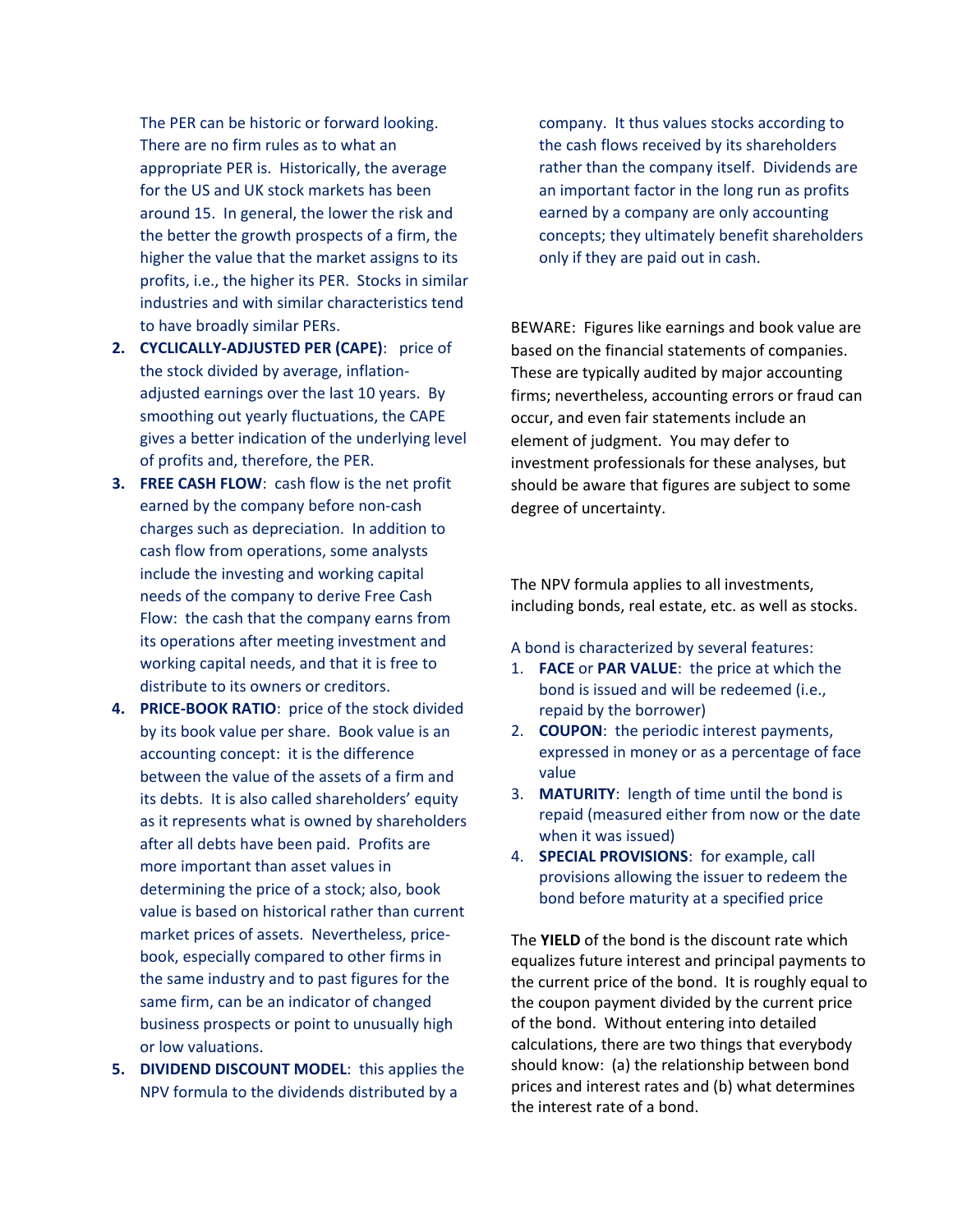The PER can be historic or forward looking. There are no firm rules as to what an appropriate PER is. Historically, the average for the US and UK stock markets has been around 15. In general, the lower the risk and the better the growth prospects of a firm, the higher the value that the market assigns to its profits, i.e., the higher its PER. Stocks in similar industries and with similar characteristics tend to have broadly similar PERs.

2. **CYCLICALLY-ADJUSTED PER (CAPE)**: price of the stock divided by average, inflation-adjusted earnings over the last 10 years. By smoothing out yearly fluctuations, the CAPE gives a better indication of the underlying level of profits and, therefore, the PER.
3. **FREE CASH FLOW**: cash flow is the net profit earned by the company before non-cash charges such as depreciation. In addition to cash flow from operations, some analysts include the investing and working capital needs of the company to derive Free Cash Flow: the cash that the company earns from its operations after meeting investment and working capital needs, and that it is free to distribute to its owners or creditors.
4. **PRICE-BOOK RATIO**: price of the stock divided by its book value per share. Book value is an accounting concept: it is the difference between the value of the assets of a firm and its debts. It is also called shareholders' equity as it represents what is owned by shareholders after all debts have been paid. Profits are more important than asset values in determining the price of a stock; also, book value is based on historical rather than current market prices of assets. Nevertheless, price-book, especially compared to other firms in the same industry and to past figures for the same firm, can be an indicator of changed business prospects or point to unusually high or low valuations.
5. **DIVIDEND DISCOUNT MODEL**: this applies the NPV formula to the dividends distributed by a company. It thus values stocks according to the cash flows received by its shareholders rather than the company itself. Dividends are an important factor in the long run as profits earned by a company are only accounting concepts; they ultimately benefit shareholders only if they are paid out in cash.

BEWARE: Figures like earnings and book value are based on the financial statements of companies. These are typically audited by major accounting firms; nevertheless, accounting errors or fraud can occur, and even fair statements include an element of judgment. You may defer to investment professionals for these analyses, but should be aware that figures are subject to some degree of uncertainty.

The NPV formula applies to all investments, including bonds, real estate, etc. as well as stocks.

A bond is characterized by several features:

1. **FACE** or **PAR VALUE**: the price at which the bond is issued and will be redeemed (i.e., repaid by the borrower)
2. **COUPON**: the periodic interest payments, expressed in money or as a percentage of face value
3. **MATURITY**: length of time until the bond is repaid (measured either from now or the date when it was issued)
4. **SPECIAL PROVISIONS**: for example, call provisions allowing the issuer to redeem the bond before maturity at a specified price

The **YIELD** of the bond is the discount rate which equalizes future interest and principal payments to the current price of the bond. It is roughly equal to the coupon payment divided by the current price of the bond. Without entering into detailed calculations, there are two things that everybody should know: (a) the relationship between bond prices and interest rates and (b) what determines the interest rate of a bond.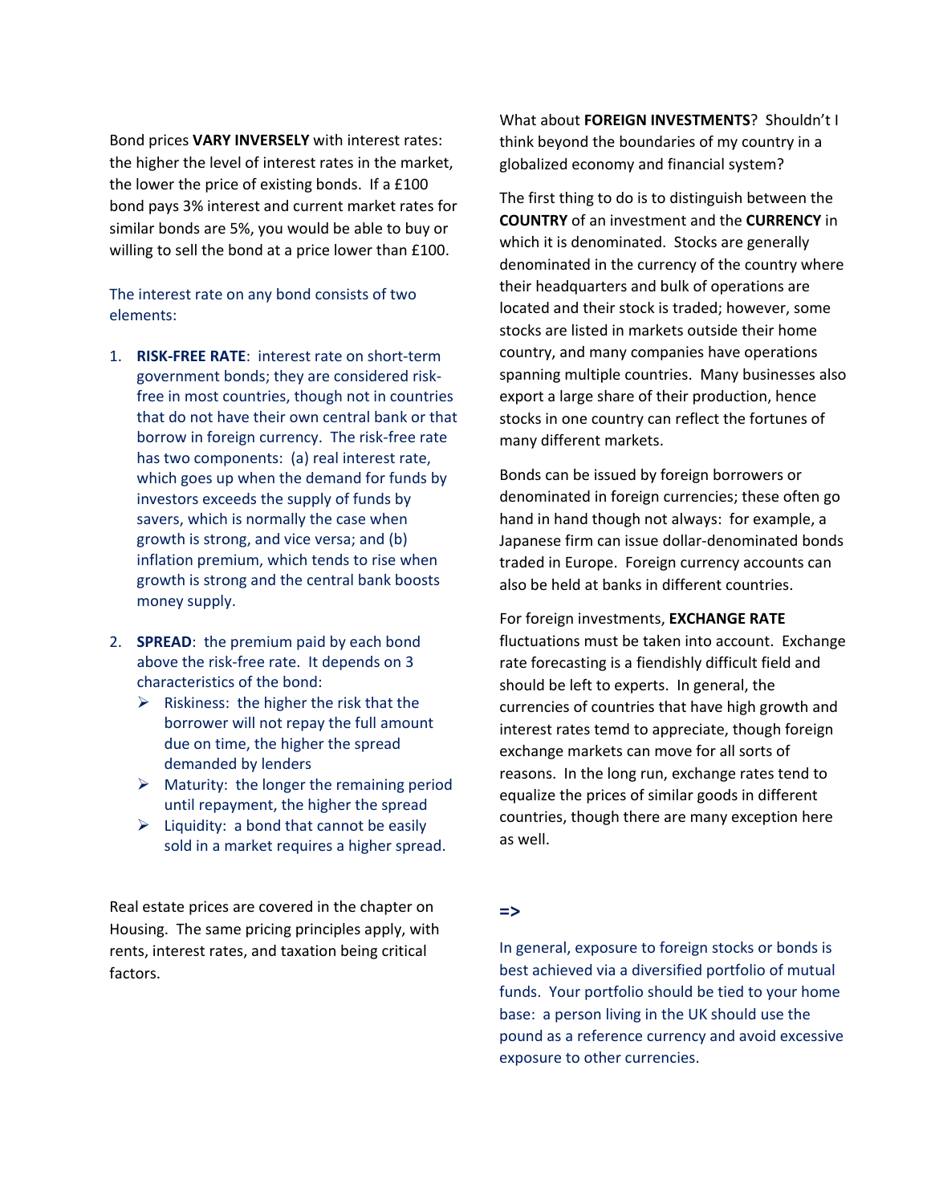Bond prices **VARY INVERSELY** with interest rates: the higher the level of interest rates in the market, the lower the price of existing bonds. If a £100 bond pays 3% interest and current market rates for similar bonds are 5%, you would be able to buy or willing to sell the bond at a price lower than £100.

The interest rate on any bond consists of two elements:

1. **RISK-FREE RATE**: interest rate on short-term government bonds; they are considered risk-free in most countries, though not in countries that do not have their own central bank or that borrow in foreign currency. The risk-free rate has two components: (a) real interest rate, which goes up when the demand for funds by investors exceeds the supply of funds by savers, which is normally the case when growth is strong, and vice versa; and (b) inflation premium, which tends to rise when growth is strong and the central bank boosts money supply.

2. **SPREAD**: the premium paid by each bond above the risk-free rate. It depends on 3 characteristics of the bond:
   - Riskiness: the higher the risk that the borrower will not repay the full amount due on time, the higher the spread demanded by lenders
   - Maturity: the longer the remaining period until repayment, the higher the spread
   - Liquidity: a bond that cannot be easily sold in a market requires a higher spread.

Real estate prices are covered in the chapter on Housing. The same pricing principles apply, with rents, interest rates, and taxation being critical factors.

What about **FOREIGN INVESTMENTS**? Shouldn't I think beyond the boundaries of my country in a globalized economy and financial system?

The first thing to do is to distinguish between the **COUNTRY** of an investment and the **CURRENCY** in which it is denominated. Stocks are generally denominated in the currency of the country where their headquarters and bulk of operations are located and their stock is traded; however, some stocks are listed in markets outside their home country, and many companies have operations spanning multiple countries. Many businesses also export a large share of their production, hence stocks in one country can reflect the fortunes of many different markets.

Bonds can be issued by foreign borrowers or denominated in foreign currencies; these often go hand in hand though not always: for example, a Japanese firm can issue dollar-denominated bonds traded in Europe. Foreign currency accounts can also be held at banks in different countries.

For foreign investments, **EXCHANGE RATE** fluctuations must be taken into account. Exchange rate forecasting is a fiendishly difficult field and should be left to experts. In general, the currencies of countries that have high growth and interest rates temd to appreciate, though foreign exchange markets can move for all sorts of reasons. In the long run, exchange rates tend to equalize the prices of similar goods in different countries, though there are many exception here as well.

**=>**

In general, exposure to foreign stocks or bonds is best achieved via a diversified portfolio of mutual funds. Your portfolio should be tied to your home base: a person living in the UK should use the pound as a reference currency and avoid excessive exposure to other currencies.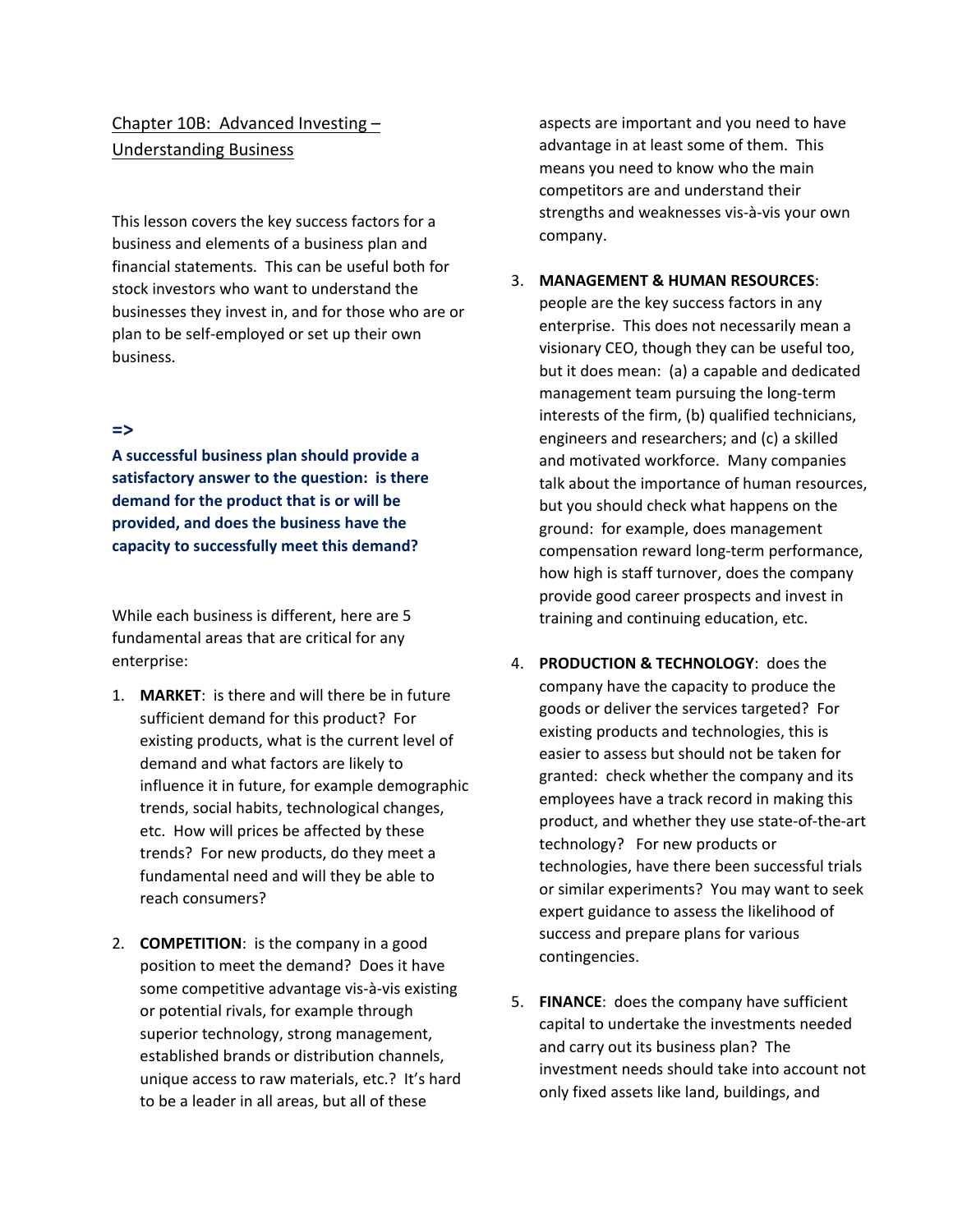## Chapter 10B: Advanced Investing – Understanding Business

This lesson covers the key success factors for a business and elements of a business plan and financial statements. This can be useful both for stock investors who want to understand the businesses they invest in, and for those who are or plan to be self-employed or set up their own business.

**=>**

**A successful business plan should provide a satisfactory answer to the question: is there demand for the product that is or will be provided, and does the business have the capacity to successfully meet this demand?**

While each business is different, here are 5 fundamental areas that are critical for any enterprise:

1. **MARKET**: is there and will there be in future sufficient demand for this product? For existing products, what is the current level of demand and what factors are likely to influence it in future, for example demographic trends, social habits, technological changes, etc. How will prices be affected by these trends? For new products, do they meet a fundamental need and will they be able to reach consumers?

2. **COMPETITION**: is the company in a good position to meet the demand? Does it have some competitive advantage vis-à-vis existing or potential rivals, for example through superior technology, strong management, established brands or distribution channels, unique access to raw materials, etc.? It's hard to be a leader in all areas, but all of these aspects are important and you need to have advantage in at least some of them. This means you need to know who the main competitors are and understand their strengths and weaknesses vis-à-vis your own company.

3. **MANAGEMENT & HUMAN RESOURCES**: people are the key success factors in any enterprise. This does not necessarily mean a visionary CEO, though they can be useful too, but it does mean: (a) a capable and dedicated management team pursuing the long-term interests of the firm, (b) qualified technicians, engineers and researchers; and (c) a skilled and motivated workforce. Many companies talk about the importance of human resources, but you should check what happens on the ground: for example, does management compensation reward long-term performance, how high is staff turnover, does the company provide good career prospects and invest in training and continuing education, etc.

4. **PRODUCTION & TECHNOLOGY**: does the company have the capacity to produce the goods or deliver the services targeted? For existing products and technologies, this is easier to assess but should not be taken for granted: check whether the company and its employees have a track record in making this product, and whether they use state-of-the-art technology? For new products or technologies, have there been successful trials or similar experiments? You may want to seek expert guidance to assess the likelihood of success and prepare plans for various contingencies.

5. **FINANCE**: does the company have sufficient capital to undertake the investments needed and carry out its business plan? The investment needs should take into account not only fixed assets like land, buildings, and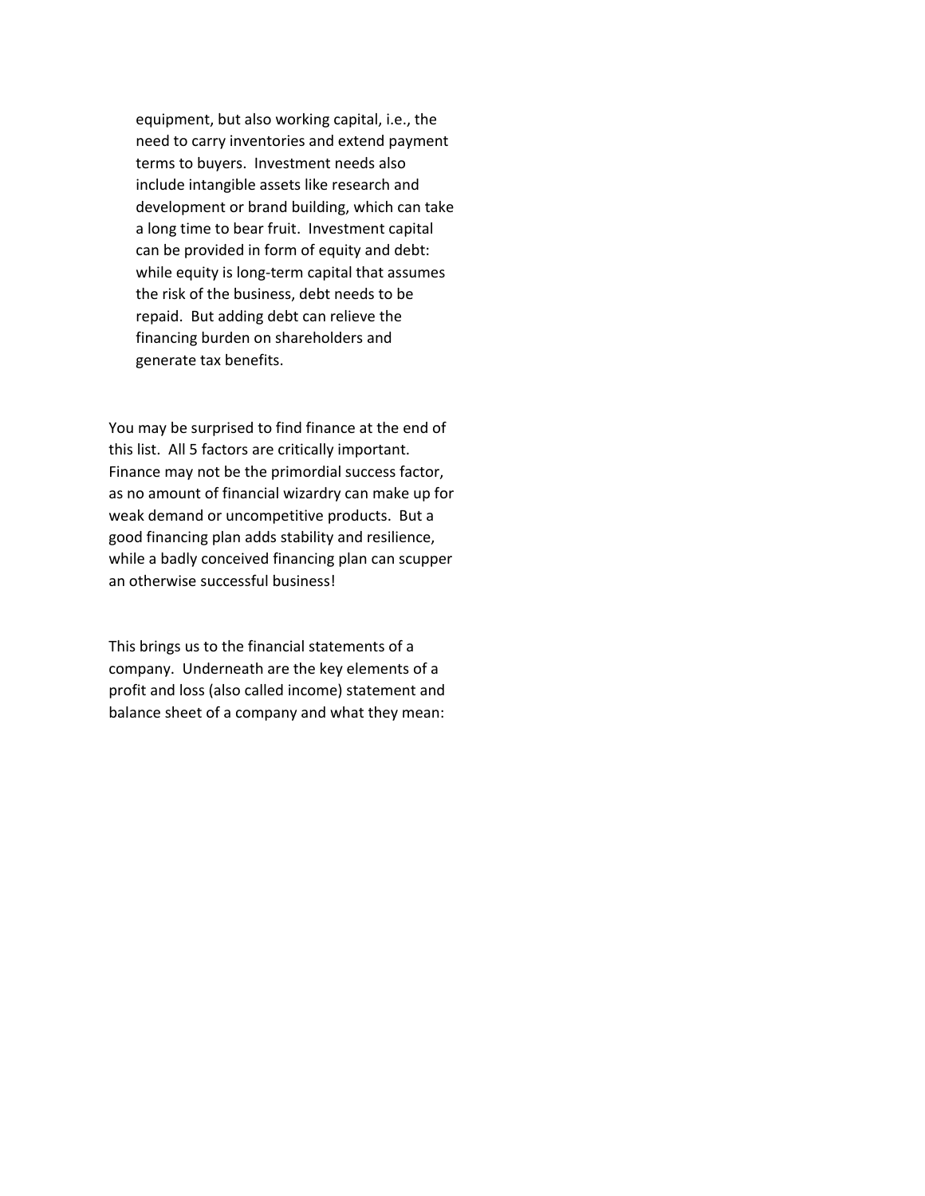equipment, but also working capital, i.e., the need to carry inventories and extend payment terms to buyers. Investment needs also include intangible assets like research and development or brand building, which can take a long time to bear fruit. Investment capital can be provided in form of equity and debt: while equity is long-term capital that assumes the risk of the business, debt needs to be repaid. But adding debt can relieve the financing burden on shareholders and generate tax benefits.

You may be surprised to find finance at the end of this list. All 5 factors are critically important. Finance may not be the primordial success factor, as no amount of financial wizardry can make up for weak demand or uncompetitive products. But a good financing plan adds stability and resilience, while a badly conceived financing plan can scupper an otherwise successful business!

This brings us to the financial statements of a company. Underneath are the key elements of a profit and loss (also called income) statement and balance sheet of a company and what they mean: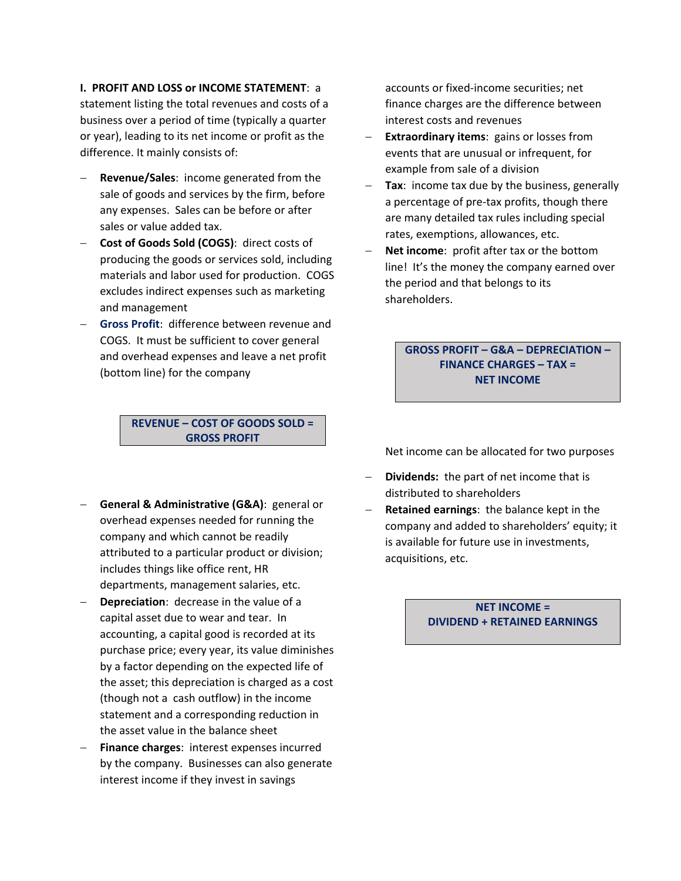**I. PROFIT AND LOSS or INCOME STATEMENT**: a statement listing the total revenues and costs of a business over a period of time (typically a quarter or year), leading to its net income or profit as the difference. It mainly consists of:

- **Revenue/Sales**: income generated from the sale of goods and services by the firm, before any expenses. Sales can be before or after sales or value added tax.
- **Cost of Goods Sold (COGS)**: direct costs of producing the goods or services sold, including materials and labor used for production. COGS excludes indirect expenses such as marketing and management
- **Gross Profit**: difference between revenue and COGS. It must be sufficient to cover general and overhead expenses and leave a net profit (bottom line) for the company

**REVENUE – COST OF GOODS SOLD = GROSS PROFIT**

- **General & Administrative (G&A)**: general or overhead expenses needed for running the company and which cannot be readily attributed to a particular product or division; includes things like office rent, HR departments, management salaries, etc.
- **Depreciation**: decrease in the value of a capital asset due to wear and tear. In accounting, a capital good is recorded at its purchase price; every year, its value diminishes by a factor depending on the expected life of the asset; this depreciation is charged as a cost (though not a cash outflow) in the income statement and a corresponding reduction in the asset value in the balance sheet
- **Finance charges**: interest expenses incurred by the company. Businesses can also generate interest income if they invest in savings accounts or fixed-income securities; net finance charges are the difference between interest costs and revenues
- **Extraordinary items**: gains or losses from events that are unusual or infrequent, for example from sale of a division
- **Tax**: income tax due by the business, generally a percentage of pre-tax profits, though there are many detailed tax rules including special rates, exemptions, allowances, etc.
- **Net income**: profit after tax or the bottom line! It's the money the company earned over the period and that belongs to its shareholders.

**GROSS PROFIT – G&A – DEPRECIATION – FINANCE CHARGES – TAX = NET INCOME**

Net income can be allocated for two purposes

- **Dividends:** the part of net income that is distributed to shareholders
- **Retained earnings**: the balance kept in the company and added to shareholders' equity; it is available for future use in investments, acquisitions, etc.

**NET INCOME = DIVIDEND + RETAINED EARNINGS**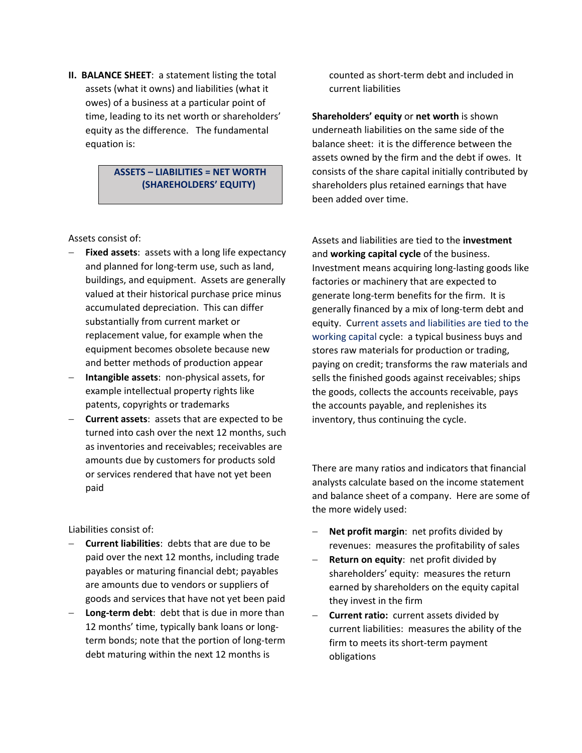**II. BALANCE SHEET**: a statement listing the total assets (what it owns) and liabilities (what it owes) of a business at a particular point of time, leading to its net worth or shareholders' equity as the difference. The fundamental equation is:

**ASSETS – LIABILITIES = NET WORTH (SHAREHOLDERS' EQUITY)**

Assets consist of:

- **Fixed assets**: assets with a long life expectancy and planned for long-term use, such as land, buildings, and equipment. Assets are generally valued at their historical purchase price minus accumulated depreciation. This can differ substantially from current market or replacement value, for example when the equipment becomes obsolete because new and better methods of production appear
- **Intangible assets**: non-physical assets, for example intellectual property rights like patents, copyrights or trademarks
- **Current assets**: assets that are expected to be turned into cash over the next 12 months, such as inventories and receivables; receivables are amounts due by customers for products sold or services rendered that have not yet been paid

Liabilities consist of:

- **Current liabilities**: debts that are due to be paid over the next 12 months, including trade payables or maturing financial debt; payables are amounts due to vendors or suppliers of goods and services that have not yet been paid
- **Long-term debt**: debt that is due in more than 12 months' time, typically bank loans or long-term bonds; note that the portion of long-term debt maturing within the next 12 months is counted as short-term debt and included in current liabilities

**Shareholders' equity** or **net worth** is shown underneath liabilities on the same side of the balance sheet: it is the difference between the assets owned by the firm and the debt if owes. It consists of the share capital initially contributed by shareholders plus retained earnings that have been added over time.

Assets and liabilities are tied to the **investment** and **working capital cycle** of the business. Investment means acquiring long-lasting goods like factories or machinery that are expected to generate long-term benefits for the firm. It is generally financed by a mix of long-term debt and equity. Current assets and liabilities are tied to the working capital cycle: a typical business buys and stores raw materials for production or trading, paying on credit; transforms the raw materials and sells the finished goods against receivables; ships the goods, collects the accounts receivable, pays the accounts payable, and replenishes its inventory, thus continuing the cycle.

There are many ratios and indicators that financial analysts calculate based on the income statement and balance sheet of a company. Here are some of the more widely used:

- **Net profit margin**: net profits divided by revenues: measures the profitability of sales
- **Return on equity**: net profit divided by shareholders' equity: measures the return earned by shareholders on the equity capital they invest in the firm
- **Current ratio:** current assets divided by current liabilities: measures the ability of the firm to meets its short-term payment obligations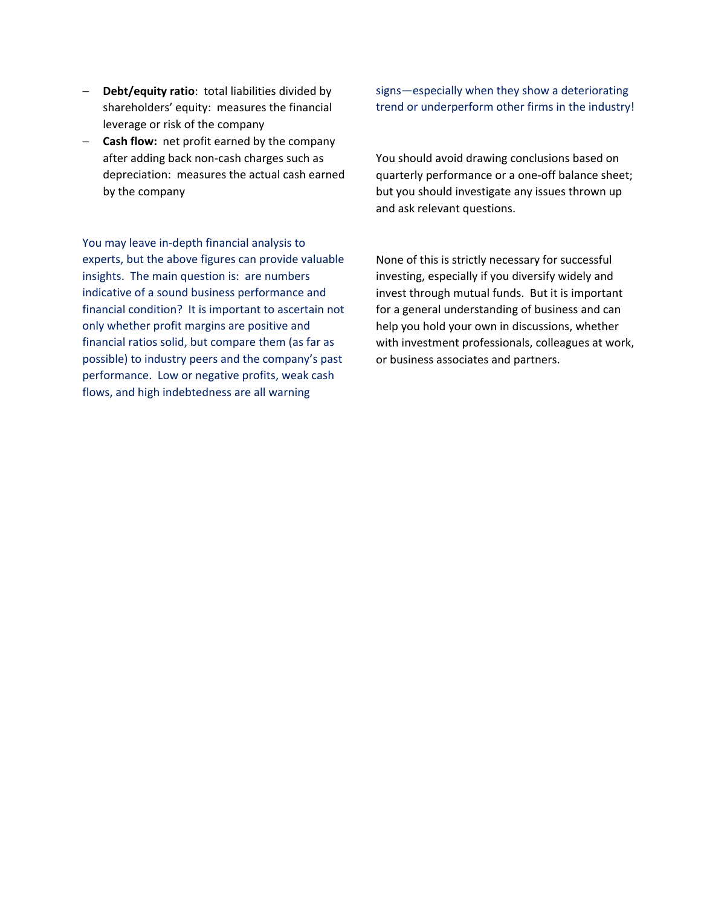- **Debt/equity ratio**: total liabilities divided by shareholders' equity: measures the financial leverage or risk of the company
- **Cash flow:** net profit earned by the company after adding back non-cash charges such as depreciation: measures the actual cash earned by the company

You may leave in-depth financial analysis to experts, but the above figures can provide valuable insights. The main question is: are numbers indicative of a sound business performance and financial condition? It is important to ascertain not only whether profit margins are positive and financial ratios solid, but compare them (as far as possible) to industry peers and the company's past performance. Low or negative profits, weak cash flows, and high indebtedness are all warning signs—especially when they show a deteriorating trend or underperform other firms in the industry!

You should avoid drawing conclusions based on quarterly performance or a one-off balance sheet; but you should investigate any issues thrown up and ask relevant questions.

None of this is strictly necessary for successful investing, especially if you diversify widely and invest through mutual funds. But it is important for a general understanding of business and can help you hold your own in discussions, whether with investment professionals, colleagues at work, or business associates and partners.